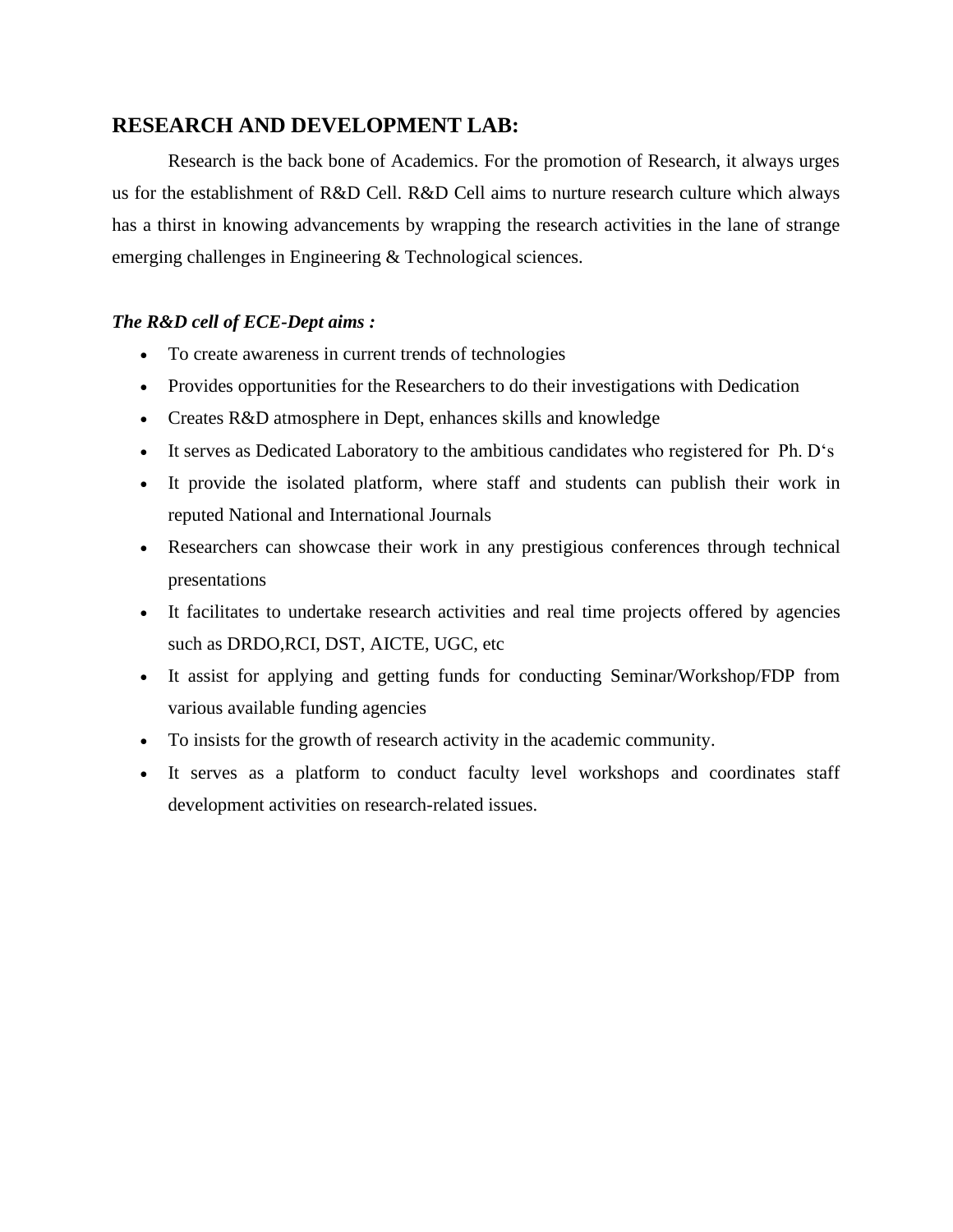## RESEARCH AND DEVELOPMENT LAB:

Research is the back bone of Academics. For the promotion of Research, it always urges us for the establishment of R&D Cell. R&D Cell aims to nurture research culture which always has a thirst in knowing advancements by wrapping the research activities in the lane of strange emerging challenges in Engineering & Technological sciences.

***The R&D cell of ECE-Dept aims :***

- To create awareness in current trends of technologies
- Provides opportunities for the Researchers to do their investigations with Dedication
- Creates R&D atmosphere in Dept, enhances skills and knowledge
- It serves as Dedicated Laboratory to the ambitious candidates who registered for Ph. D's
- It provide the isolated platform, where staff and students can publish their work in reputed National and International Journals
- Researchers can showcase their work in any prestigious conferences through technical presentations
- It facilitates to undertake research activities and real time projects offered by agencies such as DRDO,RCI, DST, AICTE, UGC, etc
- It assist for applying and getting funds for conducting Seminar/Workshop/FDP from various available funding agencies
- To insists for the growth of research activity in the academic community.
- It serves as a platform to conduct faculty level workshops and coordinates staff development activities on research-related issues.